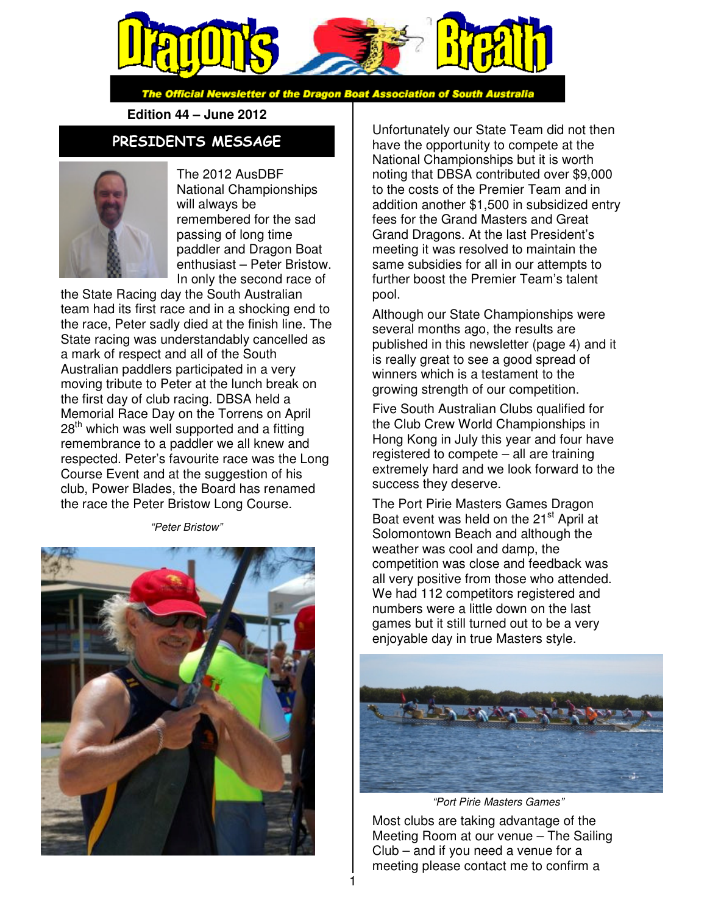# Dragon's Breath

*The Official Newsletter of the Dragon Boat Association of South Australia*

**Edition 44 – June 2012**

## PRESIDENTS MESSAGE

The 2012 AusDBF National Championships will always be remembered for the sad passing of long time paddler and Dragon Boat enthusiast – Peter Bristow. In only the second race of the State Racing day the South Australian team had its first race and in a shocking end to the race, Peter sadly died at the finish line. The State racing was understandably cancelled as a mark of respect and all of the South Australian paddlers participated in a very moving tribute to Peter at the lunch break on the first day of club racing. DBSA held a Memorial Race Day on the Torrens on April 28th which was well supported and a fitting remembrance to a paddler we all knew and respected. Peter's favourite race was the Long Course Event and at the suggestion of his club, Power Blades, the Board has renamed the race the Peter Bristow Long Course.

*"Peter Bristow"*

Unfortunately our State Team did not then have the opportunity to compete at the National Championships but it is worth noting that DBSA contributed over $9,000 to the costs of the Premier Team and in addition another $1,500 in subsidized entry fees for the Grand Masters and Great Grand Dragons. At the last President's meeting it was resolved to maintain the same subsidies for all in our attempts to further boost the Premier Team's talent pool.

Although our State Championships were several months ago, the results are published in this newsletter (page 4) and it is really great to see a good spread of winners which is a testament to the growing strength of our competition.

Five South Australian Clubs qualified for the Club Crew World Championships in Hong Kong in July this year and four have registered to compete – all are training extremely hard and we look forward to the success they deserve.

The Port Pirie Masters Games Dragon Boat event was held on the 21st April at Solomontown Beach and although the weather was cool and damp, the competition was close and feedback was all very positive from those who attended. We had 112 competitors registered and numbers were a little down on the last games but it still turned out to be a very enjoyable day in true Masters style.

*"Port Pirie Masters Games"*

Most clubs are taking advantage of the Meeting Room at our venue – The Sailing Club – and if you need a venue for a meeting please contact me to confirm a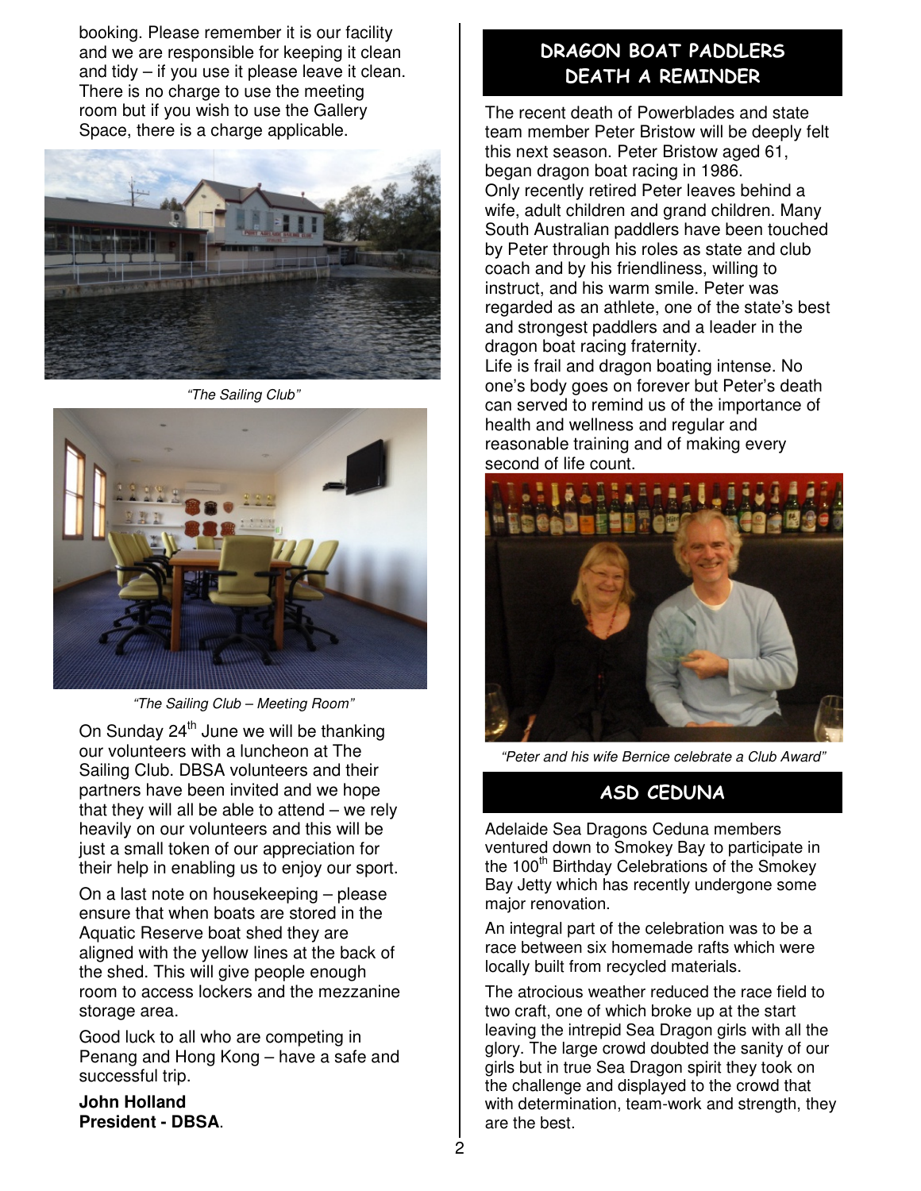booking. Please remember it is our facility and we are responsible for keeping it clean and tidy – if you use it please leave it clean. There is no charge to use the meeting room but if you wish to use the Gallery Space, there is a charge applicable.

*"The Sailing Club"*

*"The Sailing Club – Meeting Room"*

On Sunday 24th June we will be thanking our volunteers with a luncheon at The Sailing Club. DBSA volunteers and their partners have been invited and we hope that they will all be able to attend – we rely heavily on our volunteers and this will be just a small token of our appreciation for their help in enabling us to enjoy our sport.

On a last note on housekeeping – please ensure that when boats are stored in the Aquatic Reserve boat shed they are aligned with the yellow lines at the back of the shed. This will give people enough room to access lockers and the mezzanine storage area.

Good luck to all who are competing in Penang and Hong Kong – have a safe and successful trip.

**John Holland**
**President - DBSA**.

## DRAGON BOAT PADDLERS DEATH A REMINDER

The recent death of Powerblades and state team member Peter Bristow will be deeply felt this next season. Peter Bristow aged 61, began dragon boat racing in 1986.
Only recently retired Peter leaves behind a wife, adult children and grand children. Many South Australian paddlers have been touched by Peter through his roles as state and club coach and by his friendliness, willing to instruct, and his warm smile. Peter was regarded as an athlete, one of the state's best and strongest paddlers and a leader in the dragon boat racing fraternity.
Life is frail and dragon boating intense. No one's body goes on forever but Peter's death can served to remind us of the importance of health and wellness and regular and reasonable training and of making every second of life count.

*"Peter and his wife Bernice celebrate a Club Award"*

## ASD CEDUNA

Adelaide Sea Dragons Ceduna members ventured down to Smokey Bay to participate in the 100th Birthday Celebrations of the Smokey Bay Jetty which has recently undergone some major renovation.

An integral part of the celebration was to be a race between six homemade rafts which were locally built from recycled materials.

The atrocious weather reduced the race field to two craft, one of which broke up at the start leaving the intrepid Sea Dragon girls with all the glory. The large crowd doubted the sanity of our girls but in true Sea Dragon spirit they took on the challenge and displayed to the crowd that with determination, team-work and strength, they are the best.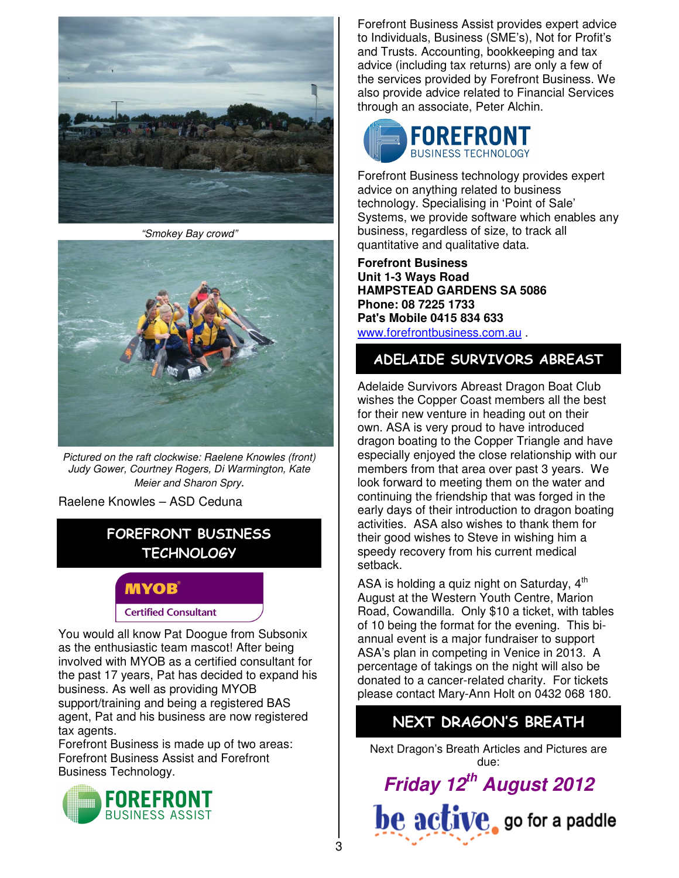*"Smokey Bay crowd"*

*Pictured on the raft clockwise: Raelene Knowles (front) Judy Gower, Courtney Rogers, Di Warmington, Kate Meier and Sharon Spry.*

Raelene Knowles – ASD Ceduna

## FOREFRONT BUSINESS TECHNOLOGY

MYOB Certified Consultant

You would all know Pat Doogue from Subsonix as the enthusiastic team mascot! After being involved with MYOB as a certified consultant for the past 17 years, Pat has decided to expand his business. As well as providing MYOB support/training and being a registered BAS agent, Pat and his business are now registered tax agents.

Forefront Business is made up of two areas: Forefront Business Assist and Forefront Business Technology.

FOREFRONT BUSINESS ASSIST

Forefront Business Assist provides expert advice to Individuals, Business (SME's), Not for Profit's and Trusts. Accounting, bookkeeping and tax advice (including tax returns) are only a few of the services provided by Forefront Business. We also provide advice related to Financial Services through an associate, Peter Alchin.

FOREFRONT BUSINESS TECHNOLOGY

Forefront Business technology provides expert advice on anything related to business technology. Specialising in 'Point of Sale' Systems, we provide software which enables any business, regardless of size, to track all quantitative and qualitative data.

**Forefront Business**
**Unit 1-3 Ways Road**
**HAMPSTEAD GARDENS SA 5086**
**Phone: 08 7225 1733**
**Pat's Mobile 0415 834 633**
www.forefrontbusiness.com.au .

## ADELAIDE SURVIVORS ABREAST

Adelaide Survivors Abreast Dragon Boat Club wishes the Copper Coast members all the best for their new venture in heading out on their own. ASA is very proud to have introduced dragon boating to the Copper Triangle and have especially enjoyed the close relationship with our members from that area over past 3 years. We look forward to meeting them on the water and continuing the friendship that was forged in the early days of their introduction to dragon boating activities. ASA also wishes to thank them for their good wishes to Steve in wishing him a speedy recovery from his current medical setback.

ASA is holding a quiz night on Saturday, 4th August at the Western Youth Centre, Marion Road, Cowandilla. Only $10 a ticket, with tables of 10 being the format for the evening. This bi-annual event is a major fundraiser to support ASA's plan in competing in Venice in 2013. A percentage of takings on the night will also be donated to a cancer-related charity. For tickets please contact Mary-Ann Holt on 0432 068 180.

## NEXT DRAGON'S BREATH

Next Dragon's Breath Articles and Pictures are due:

***Friday 12th August 2012***

be active, go for a paddle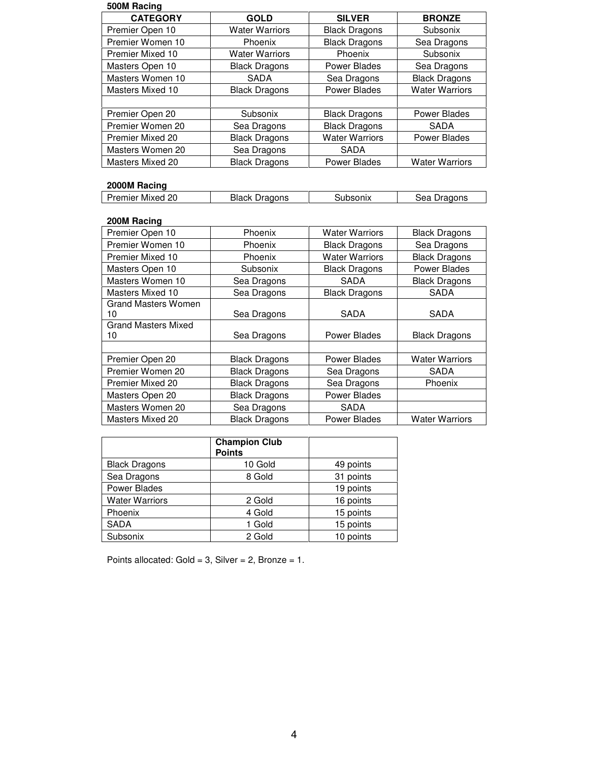**500M Racing**

| CATEGORY | GOLD | SILVER | BRONZE |
| --- | --- | --- | --- |
| Premier Open 10 | Water Warriors | Black Dragons | Subsonix |
| Premier Women 10 | Phoenix | Black Dragons | Sea Dragons |
| Premier Mixed 10 | Water Warriors | Phoenix | Subsonix |
| Masters Open 10 | Black Dragons | Power Blades | Sea Dragons |
| Masters Women 10 | SADA | Sea Dragons | Black Dragons |
| Masters Mixed 10 | Black Dragons | Power Blades | Water Warriors |
| | | | |
| Premier Open 20 | Subsonix | Black Dragons | Power Blades |
| Premier Women 20 | Sea Dragons | Black Dragons | SADA |
| Premier Mixed 20 | Black Dragons | Water Warriors | Power Blades |
| Masters Women 20 | Sea Dragons | SADA | |
| Masters Mixed 20 | Black Dragons | Power Blades | Water Warriors |

**2000M Racing**

| | | | |
| --- | --- | --- | --- |
| Premier Mixed 20 | Black Dragons | Subsonix | Sea Dragons |

**200M Racing**

| | | | |
| --- | --- | --- | --- |
| Premier Open 10 | Phoenix | Water Warriors | Black Dragons |
| Premier Women 10 | Phoenix | Black Dragons | Sea Dragons |
| Premier Mixed 10 | Phoenix | Water Warriors | Black Dragons |
| Masters Open 10 | Subsonix | Black Dragons | Power Blades |
| Masters Women 10 | Sea Dragons | SADA | Black Dragons |
| Masters Mixed 10 | Sea Dragons | Black Dragons | SADA |
| Grand Masters Women 10 | Sea Dragons | SADA | SADA |
| Grand Masters Mixed 10 | Sea Dragons | Power Blades | Black Dragons |
| | | | |
| Premier Open 20 | Black Dragons | Power Blades | Water Warriors |
| Premier Women 20 | Black Dragons | Sea Dragons | SADA |
| Premier Mixed 20 | Black Dragons | Sea Dragons | Phoenix |
| Masters Open 20 | Black Dragons | Power Blades | |
| Masters Women 20 | Sea Dragons | SADA | |
| Masters Mixed 20 | Black Dragons | Power Blades | Water Warriors |

| | **Champion Club Points** | |
| --- | --- | --- |
| Black Dragons | 10 Gold | 49 points |
| Sea Dragons | 8 Gold | 31 points |
| Power Blades | | 19 points |
| Water Warriors | 2 Gold | 16 points |
| Phoenix | 4 Gold | 15 points |
| SADA | 1 Gold | 15 points |
| Subsonix | 2 Gold | 10 points |

Points allocated: Gold = 3, Silver = 2, Bronze = 1.